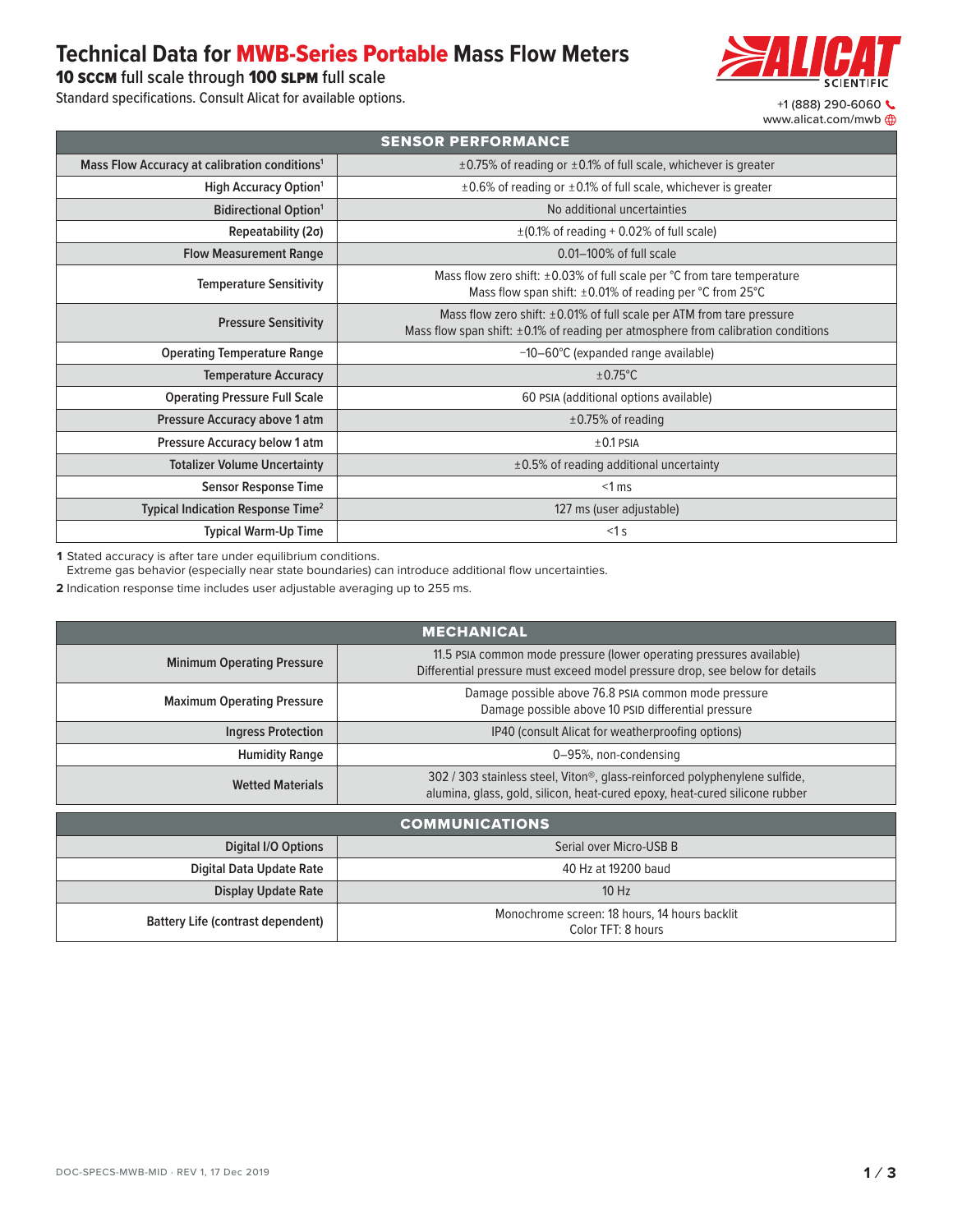# Technical Data for MWB-Series Portable Mass Flow Meters

**10 SCCM** full scale through **100 SLPM** full scale

Standard specifications. Consult Alicat for available options.

+1 (888) 290-6060
www.alicat.com/mwb

| SENSOR PERFORMANCE | |
|---|---|
| **Mass Flow Accuracy at calibration conditions[1]** | ±0.75% of reading or ±0.1% of full scale, whichever is greater |
| **High Accuracy Option[1]** | ±0.6% of reading or ±0.1% of full scale, whichever is greater |
| **Bidirectional Option[1]** | No additional uncertainties |
| **Repeatability (2σ)** | ±(0.1% of reading + 0.02% of full scale) |
| **Flow Measurement Range** | 0.01–100% of full scale |
| **Temperature Sensitivity** | Mass flow zero shift: ±0.03% of full scale per °C from tare temperature<br>Mass flow span shift: ±0.01% of reading per °C from 25°C |
| **Pressure Sensitivity** | Mass flow zero shift: ±0.01% of full scale per ATM from tare pressure<br>Mass flow span shift: ±0.1% of reading per atmosphere from calibration conditions |
| **Operating Temperature Range** | −10–60°C (expanded range available) |
| **Temperature Accuracy** | ±0.75°C |
| **Operating Pressure Full Scale** | 60 PSIA (additional options available) |
| **Pressure Accuracy above 1 atm** | ±0.75% of reading |
| **Pressure Accuracy below 1 atm** | ±0.1 PSIA |
| **Totalizer Volume Uncertainty** | ±0.5% of reading additional uncertainty |
| **Sensor Response Time** | <1 ms |
| **Typical Indication Response Time[2]** | 127 ms (user adjustable) |
| **Typical Warm-Up Time** | <1 s |

**1** Stated accuracy is after tare under equilibrium conditions.
Extreme gas behavior (especially near state boundaries) can introduce additional flow uncertainties.

**2** Indication response time includes user adjustable averaging up to 255 ms.

| MECHANICAL | |
|---|---|
| **Minimum Operating Pressure** | 11.5 PSIA common mode pressure (lower operating pressures available)<br>Differential pressure must exceed model pressure drop, see below for details |
| **Maximum Operating Pressure** | Damage possible above 76.8 PSIA common mode pressure<br>Damage possible above 10 PSID differential pressure |
| **Ingress Protection** | IP40 (consult Alicat for weatherproofing options) |
| **Humidity Range** | 0–95%, non-condensing |
| **Wetted Materials** | 302 / 303 stainless steel, Viton®, glass-reinforced polyphenylene sulfide,<br>alumina, glass, gold, silicon, heat-cured epoxy, heat-cured silicone rubber |

| COMMUNICATIONS | |
|---|---|
| **Digital I/O Options** | Serial over Micro-USB B |
| **Digital Data Update Rate** | 40 Hz at 19200 baud |
| **Display Update Rate** | 10 Hz |
| **Battery Life (contrast dependent)** | Monochrome screen: 18 hours, 14 hours backlit<br>Color TFT: 8 hours |

DOC-SPECS-MWB-MID · REV 1, 17 Dec 2019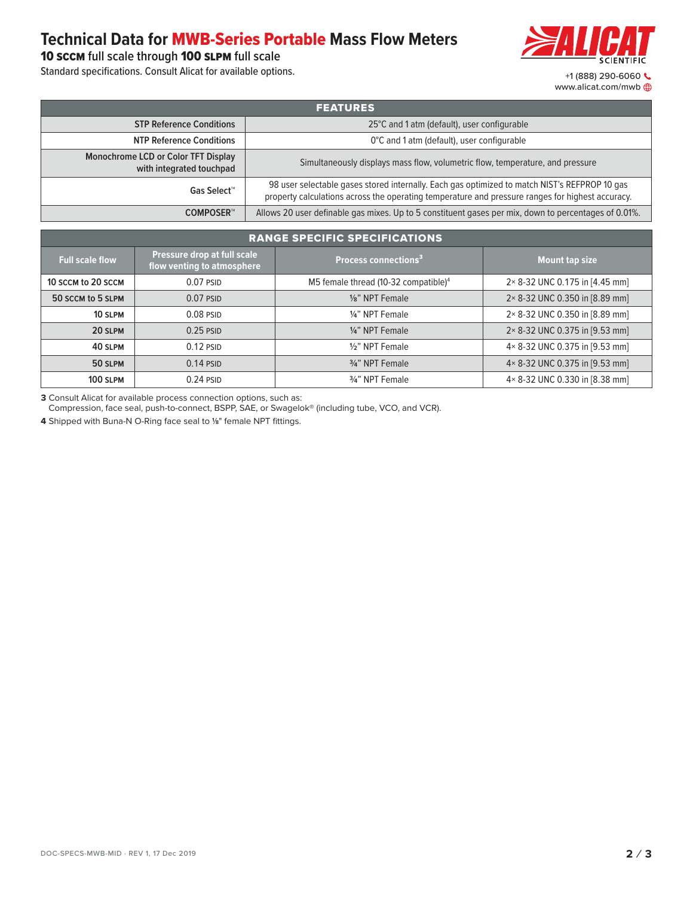# Technical Data for MWB-Series Portable Mass Flow Meters

**10 SCCM** full scale through **100 SLPM** full scale

Standard specifications. Consult Alicat for available options.

+1 (888) 290-6060
www.alicat.com/mwb

| FEATURES | |
|---|---|
| **STP Reference Conditions** | 25°C and 1 atm (default), user configurable |
| **NTP Reference Conditions** | 0°C and 1 atm (default), user configurable |
| **Monochrome LCD or Color TFT Display with integrated touchpad** | Simultaneously displays mass flow, volumetric flow, temperature, and pressure |
| **Gas Select™** | 98 user selectable gases stored internally. Each gas optimized to match NIST's REFPROP 10 gas property calculations across the operating temperature and pressure ranges for highest accuracy. |
| **COMPOSER™** | Allows 20 user definable gas mixes. Up to 5 constituent gases per mix, down to percentages of 0.01%. |

**RANGE SPECIFIC SPECIFICATIONS**

| Full scale flow | Pressure drop at full scale flow venting to atmosphere | Process connections[3] | Mount tap size |
|---|---|---|---|
| **10 SCCM to 20 SCCM** | 0.07 PSID | M5 female thread (10-32 compatible)[4] | 2× 8-32 UNC 0.175 in [4.45 mm] |
| **50 SCCM to 5 SLPM** | 0.07 PSID | ⅛" NPT Female | 2× 8-32 UNC 0.350 in [8.89 mm] |
| **10 SLPM** | 0.08 PSID | ¼" NPT Female | 2× 8-32 UNC 0.350 in [8.89 mm] |
| **20 SLPM** | 0.25 PSID | ¼" NPT Female | 2× 8-32 UNC 0.375 in [9.53 mm] |
| **40 SLPM** | 0.12 PSID | ½" NPT Female | 4× 8-32 UNC 0.375 in [9.53 mm] |
| **50 SLPM** | 0.14 PSID | ¾" NPT Female | 4× 8-32 UNC 0.375 in [9.53 mm] |
| **100 SLPM** | 0.24 PSID | ¾" NPT Female | 4× 8-32 UNC 0.330 in [8.38 mm] |

**3** Consult Alicat for available process connection options, such as:
Compression, face seal, push-to-connect, BSPP, SAE, or Swagelok® (including tube, VCO, and VCR).

**4** Shipped with Buna-N O-Ring face seal to ⅛" female NPT fittings.

DOC-SPECS-MWB-MID · REV 1, 17 Dec 2019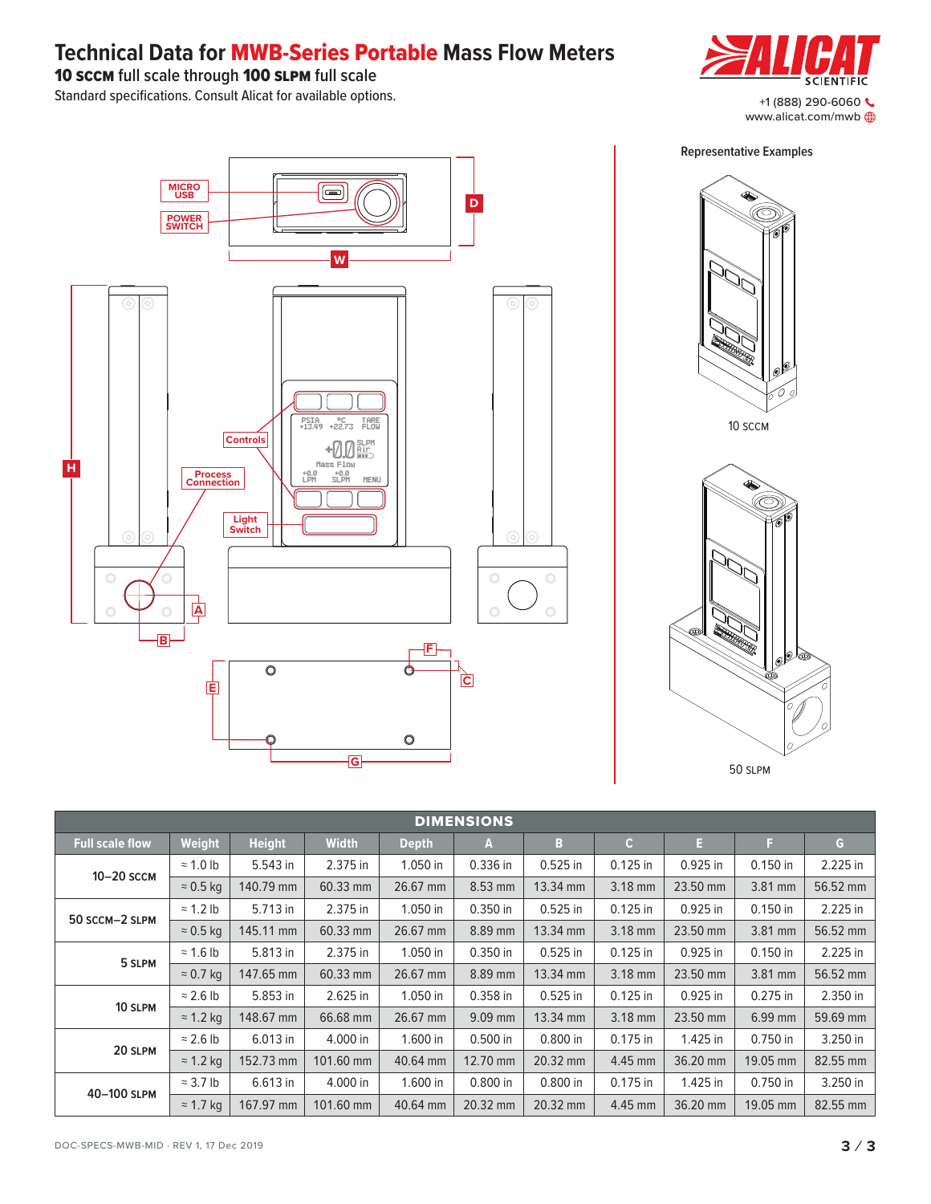# Technical Data for MWB-Series Portable Mass Flow Meters

**10 SCCM** full scale through **100 SLPM** full scale

Standard specifications. Consult Alicat for available options.

+1 (888) 290-6060
www.alicat.com/mwb

MICRO USB
POWER SWITCH
D
W
H
Controls
Process Connection
Light Switch
A
B
E
F
C
G

PSIA +13.49 °C +22.73 TARE FLOW
+0.0 SLPM Air
Mass Flow
+0.0 LPM +0.0 SLPM MENU

Representative Examples

10 SCCM

50 SLPM

| DIMENSIONS | | | | | | | | | | |
|---|---|---|---|---|---|---|---|---|---|---|
| **Full scale flow** | **Weight** | **Height** | **Width** | **Depth** | **A** | **B** | **C** | **E** | **F** | **G** |
| 10–20 SCCM | ≈ 1.0 lb | 5.543 in | 2.375 in | 1.050 in | 0.336 in | 0.525 in | 0.125 in | 0.925 in | 0.150 in | 2.225 in |
| | ≈ 0.5 kg | 140.79 mm | 60.33 mm | 26.67 mm | 8.53 mm | 13.34 mm | 3.18 mm | 23.50 mm | 3.81 mm | 56.52 mm |
| 50 SCCM–2 SLPM | ≈ 1.2 lb | 5.713 in | 2.375 in | 1.050 in | 0.350 in | 0.525 in | 0.125 in | 0.925 in | 0.150 in | 2.225 in |
| | ≈ 0.5 kg | 145.11 mm | 60.33 mm | 26.67 mm | 8.89 mm | 13.34 mm | 3.18 mm | 23.50 mm | 3.81 mm | 56.52 mm |
| 5 SLPM | ≈ 1.6 lb | 5.813 in | 2.375 in | 1.050 in | 0.350 in | 0.525 in | 0.125 in | 0.925 in | 0.150 in | 2.225 in |
| | ≈ 0.7 kg | 147.65 mm | 60.33 mm | 26.67 mm | 8.89 mm | 13.34 mm | 3.18 mm | 23.50 mm | 3.81 mm | 56.52 mm |
| 10 SLPM | ≈ 2.6 lb | 5.853 in | 2.625 in | 1.050 in | 0.358 in | 0.525 in | 0.125 in | 0.925 in | 0.275 in | 2.350 in |
| | ≈ 1.2 kg | 148.67 mm | 66.68 mm | 26.67 mm | 9.09 mm | 13.34 mm | 3.18 mm | 23.50 mm | 6.99 mm | 59.69 mm |
| 20 SLPM | ≈ 2.6 lb | 6.013 in | 4.000 in | 1.600 in | 0.500 in | 0.800 in | 0.175 in | 1.425 in | 0.750 in | 3.250 in |
| | ≈ 1.2 kg | 152.73 mm | 101.60 mm | 40.64 mm | 12.70 mm | 20.32 mm | 4.45 mm | 36.20 mm | 19.05 mm | 82.55 mm |
| 40–100 SLPM | ≈ 3.7 lb | 6.613 in | 4.000 in | 1.600 in | 0.800 in | 0.800 in | 0.175 in | 1.425 in | 0.750 in | 3.250 in |
| | ≈ 1.7 kg | 167.97 mm | 101.60 mm | 40.64 mm | 20.32 mm | 20.32 mm | 4.45 mm | 36.20 mm | 19.05 mm | 82.55 mm |

DOC-SPECS-MWB-MID · REV 1, 17 Dec 2019